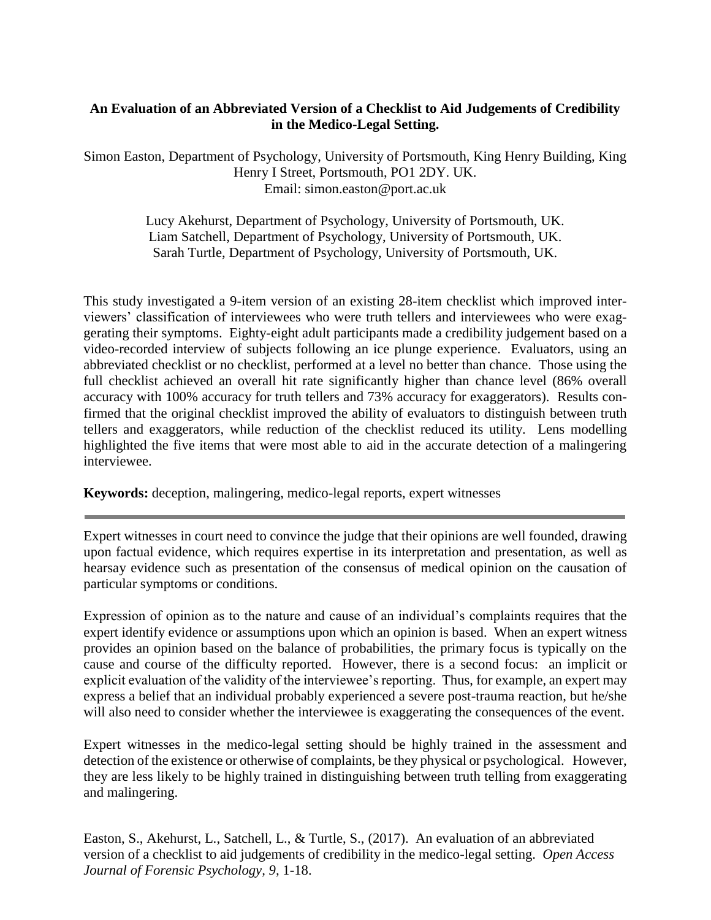# An Evaluation of an Abbreviated Version of a Checklist to Aid Judgements of Credibility in the Medico-Legal Setting.

Simon Easton, Department of Psychology, University of Portsmouth, King Henry Building, King Henry I Street, Portsmouth, PO1 2DY. UK.
Email: simon.easton@port.ac.uk

Lucy Akehurst, Department of Psychology, University of Portsmouth, UK.
Liam Satchell, Department of Psychology, University of Portsmouth, UK.
Sarah Turtle, Department of Psychology, University of Portsmouth, UK.

This study investigated a 9-item version of an existing 28-item checklist which improved interviewers' classification of interviewees who were truth tellers and interviewees who were exaggerating their symptoms. Eighty-eight adult participants made a credibility judgement based on a video-recorded interview of subjects following an ice plunge experience. Evaluators, using an abbreviated checklist or no checklist, performed at a level no better than chance. Those using the full checklist achieved an overall hit rate significantly higher than chance level (86% overall accuracy with 100% accuracy for truth tellers and 73% accuracy for exaggerators). Results confirmed that the original checklist improved the ability of evaluators to distinguish between truth tellers and exaggerators, while reduction of the checklist reduced its utility. Lens modelling highlighted the five items that were most able to aid in the accurate detection of a malingering interviewee.

**Keywords:** deception, malingering, medico-legal reports, expert witnesses

---

Expert witnesses in court need to convince the judge that their opinions are well founded, drawing upon factual evidence, which requires expertise in its interpretation and presentation, as well as hearsay evidence such as presentation of the consensus of medical opinion on the causation of particular symptoms or conditions.

Expression of opinion as to the nature and cause of an individual's complaints requires that the expert identify evidence or assumptions upon which an opinion is based. When an expert witness provides an opinion based on the balance of probabilities, the primary focus is typically on the cause and course of the difficulty reported. However, there is a second focus: an implicit or explicit evaluation of the validity of the interviewee's reporting. Thus, for example, an expert may express a belief that an individual probably experienced a severe post-trauma reaction, but he/she will also need to consider whether the interviewee is exaggerating the consequences of the event.

Expert witnesses in the medico-legal setting should be highly trained in the assessment and detection of the existence or otherwise of complaints, be they physical or psychological. However, they are less likely to be highly trained in distinguishing between truth telling from exaggerating and malingering.

Easton, S., Akehurst, L., Satchell, L., & Turtle, S., (2017). An evaluation of an abbreviated version of a checklist to aid judgements of credibility in the medico-legal setting. *Open Access Journal of Forensic Psychology, 9,* 1-18.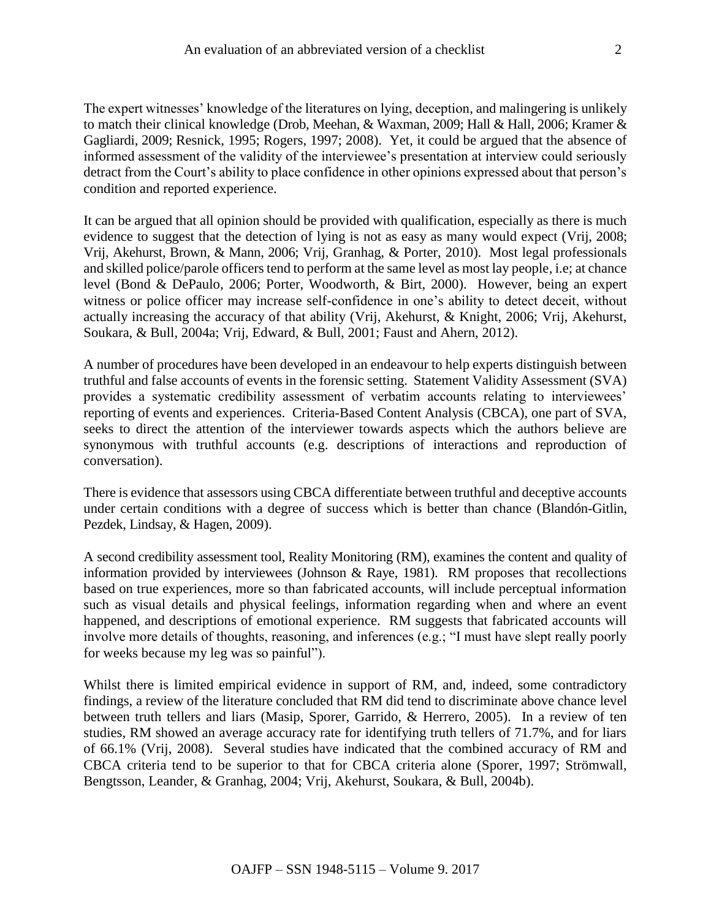The expert witnesses' knowledge of the literatures on lying, deception, and malingering is unlikely to match their clinical knowledge (Drob, Meehan, & Waxman, 2009; Hall & Hall, 2006; Kramer & Gagliardi, 2009; Resnick, 1995; Rogers, 1997; 2008). Yet, it could be argued that the absence of informed assessment of the validity of the interviewee's presentation at interview could seriously detract from the Court's ability to place confidence in other opinions expressed about that person's condition and reported experience.

It can be argued that all opinion should be provided with qualification, especially as there is much evidence to suggest that the detection of lying is not as easy as many would expect (Vrij, 2008; Vrij, Akehurst, Brown, & Mann, 2006; Vrij, Granhag, & Porter, 2010). Most legal professionals and skilled police/parole officers tend to perform at the same level as most lay people, i.e; at chance level (Bond & DePaulo, 2006; Porter, Woodworth, & Birt, 2000). However, being an expert witness or police officer may increase self-confidence in one's ability to detect deceit, without actually increasing the accuracy of that ability (Vrij, Akehurst, & Knight, 2006; Vrij, Akehurst, Soukara, & Bull, 2004a; Vrij, Edward, & Bull, 2001; Faust and Ahern, 2012).

A number of procedures have been developed in an endeavour to help experts distinguish between truthful and false accounts of events in the forensic setting. Statement Validity Assessment (SVA) provides a systematic credibility assessment of verbatim accounts relating to interviewees' reporting of events and experiences. Criteria-Based Content Analysis (CBCA), one part of SVA, seeks to direct the attention of the interviewer towards aspects which the authors believe are synonymous with truthful accounts (e.g. descriptions of interactions and reproduction of conversation).

There is evidence that assessors using CBCA differentiate between truthful and deceptive accounts under certain conditions with a degree of success which is better than chance (Blandón-Gitlin, Pezdek, Lindsay, & Hagen, 2009).

A second credibility assessment tool, Reality Monitoring (RM), examines the content and quality of information provided by interviewees (Johnson & Raye, 1981). RM proposes that recollections based on true experiences, more so than fabricated accounts, will include perceptual information such as visual details and physical feelings, information regarding when and where an event happened, and descriptions of emotional experience. RM suggests that fabricated accounts will involve more details of thoughts, reasoning, and inferences (e.g.; "I must have slept really poorly for weeks because my leg was so painful").

Whilst there is limited empirical evidence in support of RM, and, indeed, some contradictory findings, a review of the literature concluded that RM did tend to discriminate above chance level between truth tellers and liars (Masip, Sporer, Garrido, & Herrero, 2005). In a review of ten studies, RM showed an average accuracy rate for identifying truth tellers of 71.7%, and for liars of 66.1% (Vrij, 2008). Several studies have indicated that the combined accuracy of RM and CBCA criteria tend to be superior to that for CBCA criteria alone (Sporer, 1997; Strömwall, Bengtsson, Leander, & Granhag, 2004; Vrij, Akehurst, Soukara, & Bull, 2004b).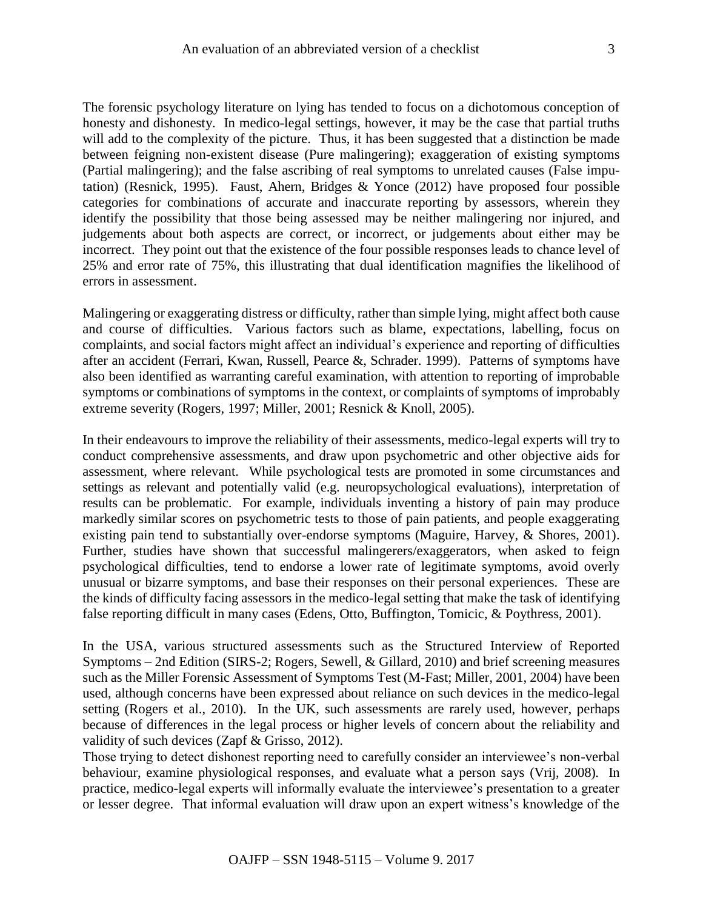The forensic psychology literature on lying has tended to focus on a dichotomous conception of honesty and dishonesty. In medico-legal settings, however, it may be the case that partial truths will add to the complexity of the picture. Thus, it has been suggested that a distinction be made between feigning non-existent disease (Pure malingering); exaggeration of existing symptoms (Partial malingering); and the false ascribing of real symptoms to unrelated causes (False imputation) (Resnick, 1995). Faust, Ahern, Bridges & Yonce (2012) have proposed four possible categories for combinations of accurate and inaccurate reporting by assessors, wherein they identify the possibility that those being assessed may be neither malingering nor injured, and judgements about both aspects are correct, or incorrect, or judgements about either may be incorrect. They point out that the existence of the four possible responses leads to chance level of 25% and error rate of 75%, this illustrating that dual identification magnifies the likelihood of errors in assessment.

Malingering or exaggerating distress or difficulty, rather than simple lying, might affect both cause and course of difficulties. Various factors such as blame, expectations, labelling, focus on complaints, and social factors might affect an individual's experience and reporting of difficulties after an accident (Ferrari, Kwan, Russell, Pearce &, Schrader. 1999). Patterns of symptoms have also been identified as warranting careful examination, with attention to reporting of improbable symptoms or combinations of symptoms in the context, or complaints of symptoms of improbably extreme severity (Rogers, 1997; Miller, 2001; Resnick & Knoll, 2005).

In their endeavours to improve the reliability of their assessments, medico-legal experts will try to conduct comprehensive assessments, and draw upon psychometric and other objective aids for assessment, where relevant. While psychological tests are promoted in some circumstances and settings as relevant and potentially valid (e.g. neuropsychological evaluations), interpretation of results can be problematic. For example, individuals inventing a history of pain may produce markedly similar scores on psychometric tests to those of pain patients, and people exaggerating existing pain tend to substantially over-endorse symptoms (Maguire, Harvey, & Shores, 2001). Further, studies have shown that successful malingerers/exaggerators, when asked to feign psychological difficulties, tend to endorse a lower rate of legitimate symptoms, avoid overly unusual or bizarre symptoms, and base their responses on their personal experiences. These are the kinds of difficulty facing assessors in the medico-legal setting that make the task of identifying false reporting difficult in many cases (Edens, Otto, Buffington, Tomicic, & Poythress, 2001).

In the USA, various structured assessments such as the Structured Interview of Reported Symptoms – 2nd Edition (SIRS-2; Rogers, Sewell, & Gillard, 2010) and brief screening measures such as the Miller Forensic Assessment of Symptoms Test (M-Fast; Miller, 2001, 2004) have been used, although concerns have been expressed about reliance on such devices in the medico-legal setting (Rogers et al., 2010). In the UK, such assessments are rarely used, however, perhaps because of differences in the legal process or higher levels of concern about the reliability and validity of such devices (Zapf & Grisso, 2012).

Those trying to detect dishonest reporting need to carefully consider an interviewee's non-verbal behaviour, examine physiological responses, and evaluate what a person says (Vrij, 2008). In practice, medico-legal experts will informally evaluate the interviewee's presentation to a greater or lesser degree. That informal evaluation will draw upon an expert witness's knowledge of the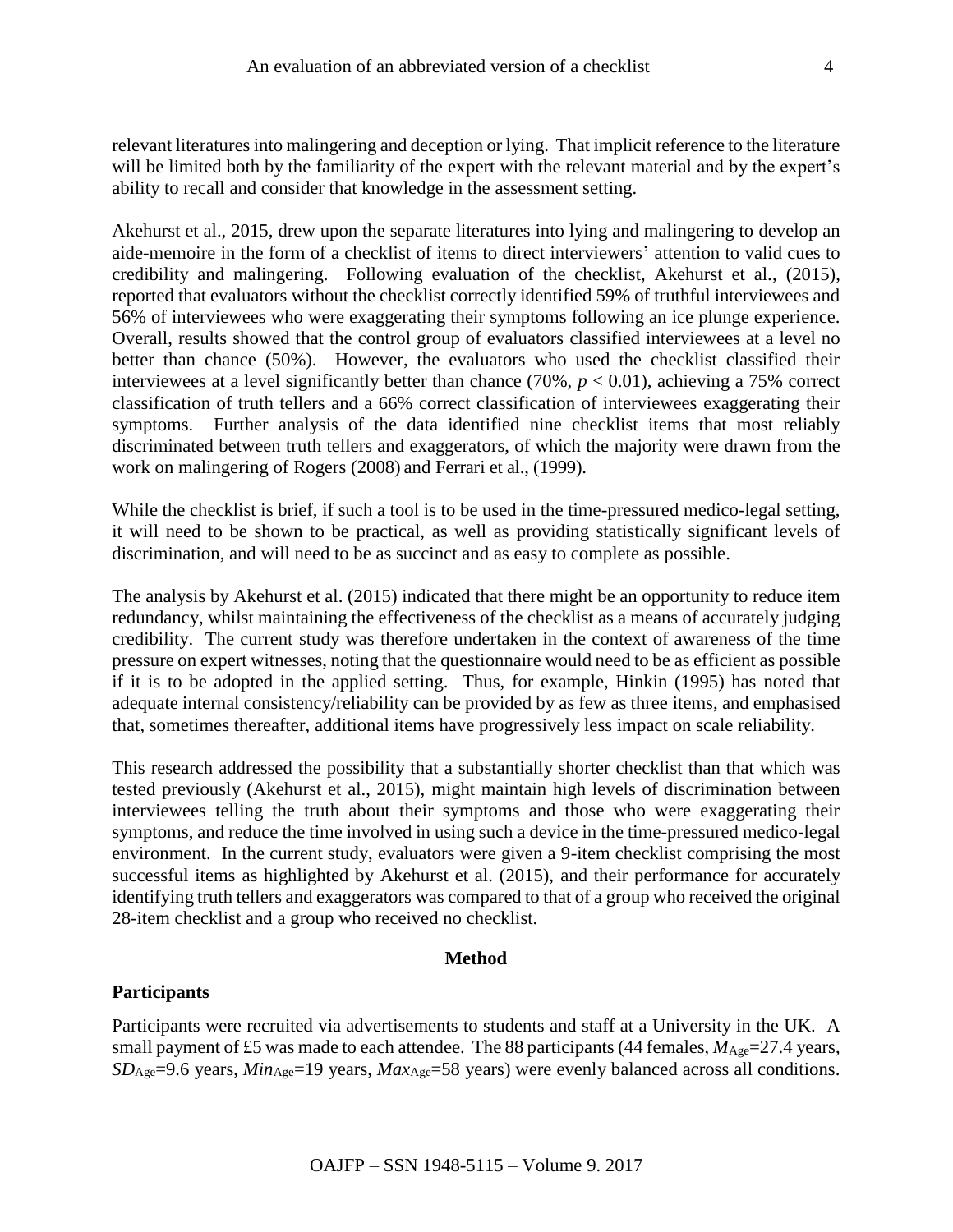relevant literatures into malingering and deception or lying. That implicit reference to the literature will be limited both by the familiarity of the expert with the relevant material and by the expert's ability to recall and consider that knowledge in the assessment setting.

Akehurst et al., 2015, drew upon the separate literatures into lying and malingering to develop an aide-memoire in the form of a checklist of items to direct interviewers' attention to valid cues to credibility and malingering. Following evaluation of the checklist, Akehurst et al., (2015), reported that evaluators without the checklist correctly identified 59% of truthful interviewees and 56% of interviewees who were exaggerating their symptoms following an ice plunge experience. Overall, results showed that the control group of evaluators classified interviewees at a level no better than chance (50%). However, the evaluators who used the checklist classified their interviewees at a level significantly better than chance (70%, $p < 0.01$), achieving a 75% correct classification of truth tellers and a 66% correct classification of interviewees exaggerating their symptoms. Further analysis of the data identified nine checklist items that most reliably discriminated between truth tellers and exaggerators, of which the majority were drawn from the work on malingering of Rogers (2008) and Ferrari et al., (1999).

While the checklist is brief, if such a tool is to be used in the time-pressured medico-legal setting, it will need to be shown to be practical, as well as providing statistically significant levels of discrimination, and will need to be as succinct and as easy to complete as possible.

The analysis by Akehurst et al. (2015) indicated that there might be an opportunity to reduce item redundancy, whilst maintaining the effectiveness of the checklist as a means of accurately judging credibility. The current study was therefore undertaken in the context of awareness of the time pressure on expert witnesses, noting that the questionnaire would need to be as efficient as possible if it is to be adopted in the applied setting. Thus, for example, Hinkin (1995) has noted that adequate internal consistency/reliability can be provided by as few as three items, and emphasised that, sometimes thereafter, additional items have progressively less impact on scale reliability.

This research addressed the possibility that a substantially shorter checklist than that which was tested previously (Akehurst et al., 2015), might maintain high levels of discrimination between interviewees telling the truth about their symptoms and those who were exaggerating their symptoms, and reduce the time involved in using such a device in the time-pressured medico-legal environment. In the current study, evaluators were given a 9-item checklist comprising the most successful items as highlighted by Akehurst et al. (2015), and their performance for accurately identifying truth tellers and exaggerators was compared to that of a group who received the original 28-item checklist and a group who received no checklist.

## Method

### Participants

Participants were recruited via advertisements to students and staff at a University in the UK. A small payment of £5 was made to each attendee. The 88 participants (44 females, $M_{\text{Age}}$=27.4 years, $SD_{\text{Age}}$=9.6 years, $Min_{\text{Age}}$=19 years, $Max_{\text{Age}}$=58 years) were evenly balanced across all conditions.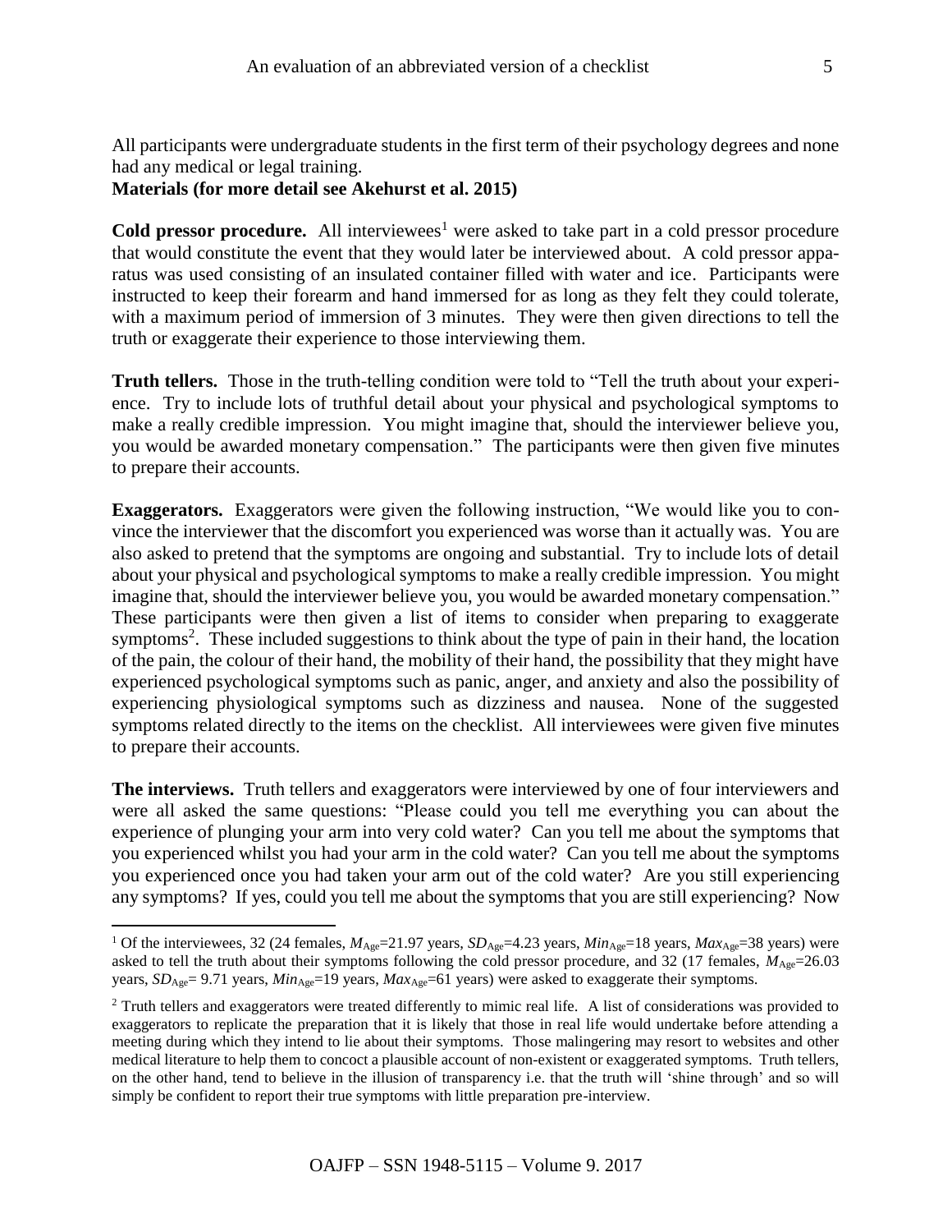All participants were undergraduate students in the first term of their psychology degrees and none had any medical or legal training.

**Materials (for more detail see Akehurst et al. 2015)**

**Cold pressor procedure.** All interviewees[1] were asked to take part in a cold pressor procedure that would constitute the event that they would later be interviewed about. A cold pressor apparatus was used consisting of an insulated container filled with water and ice. Participants were instructed to keep their forearm and hand immersed for as long as they felt they could tolerate, with a maximum period of immersion of 3 minutes. They were then given directions to tell the truth or exaggerate their experience to those interviewing them.

**Truth tellers.** Those in the truth-telling condition were told to "Tell the truth about your experience. Try to include lots of truthful detail about your physical and psychological symptoms to make a really credible impression. You might imagine that, should the interviewer believe you, you would be awarded monetary compensation." The participants were then given five minutes to prepare their accounts.

**Exaggerators.** Exaggerators were given the following instruction, "We would like you to convince the interviewer that the discomfort you experienced was worse than it actually was. You are also asked to pretend that the symptoms are ongoing and substantial. Try to include lots of detail about your physical and psychological symptoms to make a really credible impression. You might imagine that, should the interviewer believe you, you would be awarded monetary compensation." These participants were then given a list of items to consider when preparing to exaggerate symptoms[2]. These included suggestions to think about the type of pain in their hand, the location of the pain, the colour of their hand, the mobility of their hand, the possibility that they might have experienced psychological symptoms such as panic, anger, and anxiety and also the possibility of experiencing physiological symptoms such as dizziness and nausea. None of the suggested symptoms related directly to the items on the checklist. All interviewees were given five minutes to prepare their accounts.

**The interviews.** Truth tellers and exaggerators were interviewed by one of four interviewers and were all asked the same questions: "Please could you tell me everything you can about the experience of plunging your arm into very cold water? Can you tell me about the symptoms that you experienced whilst you had your arm in the cold water? Can you tell me about the symptoms you experienced once you had taken your arm out of the cold water? Are you still experiencing any symptoms? If yes, could you tell me about the symptoms that you are still experiencing? Now

---

[1] Of the interviewees, 32 (24 females, $M_{\text{Age}}$=21.97 years, $SD_{\text{Age}}$=4.23 years, $Min_{\text{Age}}$=18 years, $Max_{\text{Age}}$=38 years) were asked to tell the truth about their symptoms following the cold pressor procedure, and 32 (17 females, $M_{\text{Age}}$=26.03 years, $SD_{\text{Age}}$= 9.71 years, $Min_{\text{Age}}$=19 years, $Max_{\text{Age}}$=61 years) were asked to exaggerate their symptoms.

[2] Truth tellers and exaggerators were treated differently to mimic real life. A list of considerations was provided to exaggerators to replicate the preparation that it is likely that those in real life would undertake before attending a meeting during which they intend to lie about their symptoms. Those malingering may resort to websites and other medical literature to help them to concoct a plausible account of non-existent or exaggerated symptoms. Truth tellers, on the other hand, tend to believe in the illusion of transparency i.e. that the truth will 'shine through' and so will simply be confident to report their true symptoms with little preparation pre-interview.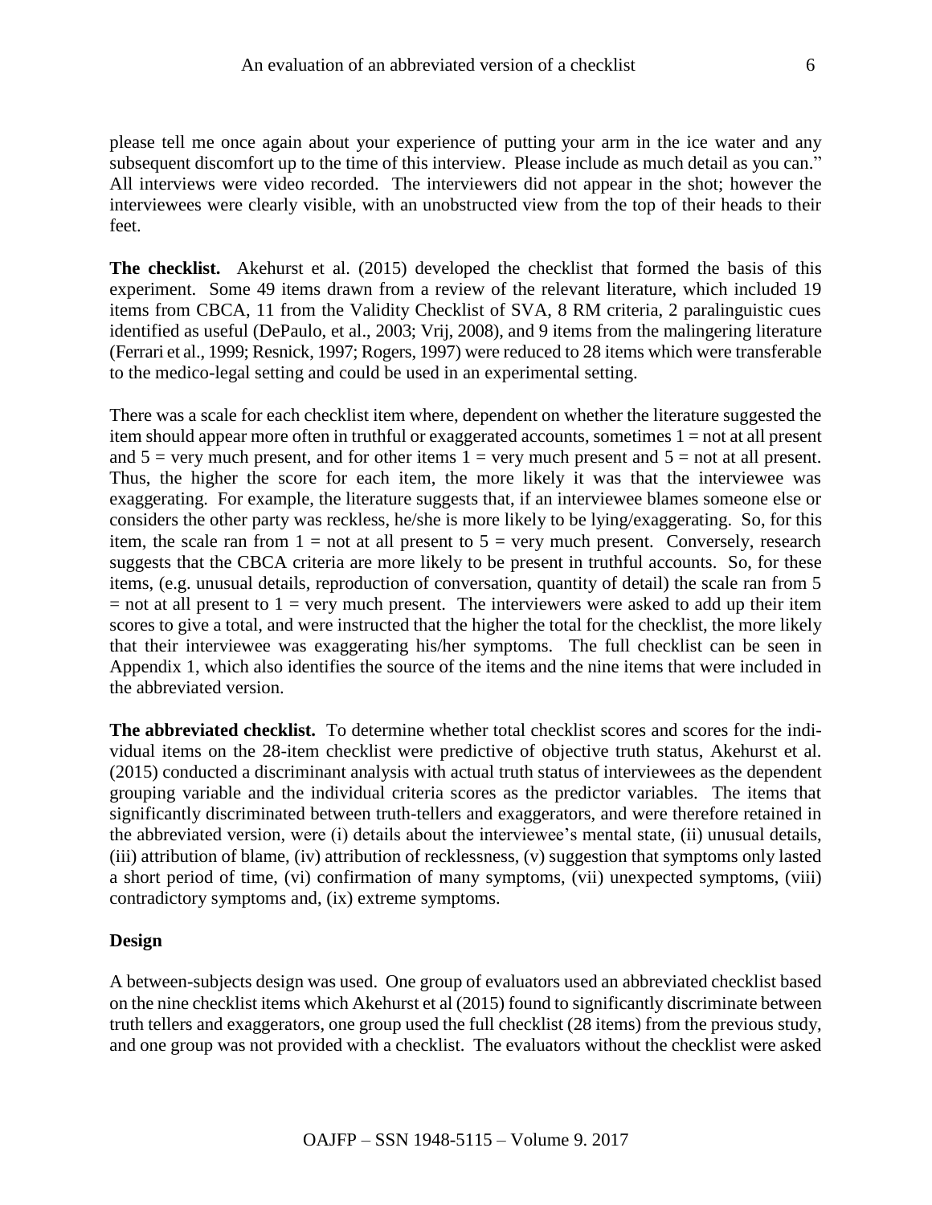please tell me once again about your experience of putting your arm in the ice water and any subsequent discomfort up to the time of this interview. Please include as much detail as you can." All interviews were video recorded. The interviewers did not appear in the shot; however the interviewees were clearly visible, with an unobstructed view from the top of their heads to their feet.

**The checklist.** Akehurst et al. (2015) developed the checklist that formed the basis of this experiment. Some 49 items drawn from a review of the relevant literature, which included 19 items from CBCA, 11 from the Validity Checklist of SVA, 8 RM criteria, 2 paralinguistic cues identified as useful (DePaulo, et al., 2003; Vrij, 2008), and 9 items from the malingering literature (Ferrari et al., 1999; Resnick, 1997; Rogers, 1997) were reduced to 28 items which were transferable to the medico-legal setting and could be used in an experimental setting.

There was a scale for each checklist item where, dependent on whether the literature suggested the item should appear more often in truthful or exaggerated accounts, sometimes 1 = not at all present and 5 = very much present, and for other items 1 = very much present and 5 = not at all present. Thus, the higher the score for each item, the more likely it was that the interviewee was exaggerating. For example, the literature suggests that, if an interviewee blames someone else or considers the other party was reckless, he/she is more likely to be lying/exaggerating. So, for this item, the scale ran from 1 = not at all present to 5 = very much present. Conversely, research suggests that the CBCA criteria are more likely to be present in truthful accounts. So, for these items, (e.g. unusual details, reproduction of conversation, quantity of detail) the scale ran from 5 = not at all present to 1 = very much present. The interviewers were asked to add up their item scores to give a total, and were instructed that the higher the total for the checklist, the more likely that their interviewee was exaggerating his/her symptoms. The full checklist can be seen in Appendix 1, which also identifies the source of the items and the nine items that were included in the abbreviated version.

**The abbreviated checklist.** To determine whether total checklist scores and scores for the individual items on the 28-item checklist were predictive of objective truth status, Akehurst et al. (2015) conducted a discriminant analysis with actual truth status of interviewees as the dependent grouping variable and the individual criteria scores as the predictor variables. The items that significantly discriminated between truth-tellers and exaggerators, and were therefore retained in the abbreviated version, were (i) details about the interviewee's mental state, (ii) unusual details, (iii) attribution of blame, (iv) attribution of recklessness, (v) suggestion that symptoms only lasted a short period of time, (vi) confirmation of many symptoms, (vii) unexpected symptoms, (viii) contradictory symptoms and, (ix) extreme symptoms.

### Design

A between-subjects design was used. One group of evaluators used an abbreviated checklist based on the nine checklist items which Akehurst et al (2015) found to significantly discriminate between truth tellers and exaggerators, one group used the full checklist (28 items) from the previous study, and one group was not provided with a checklist. The evaluators without the checklist were asked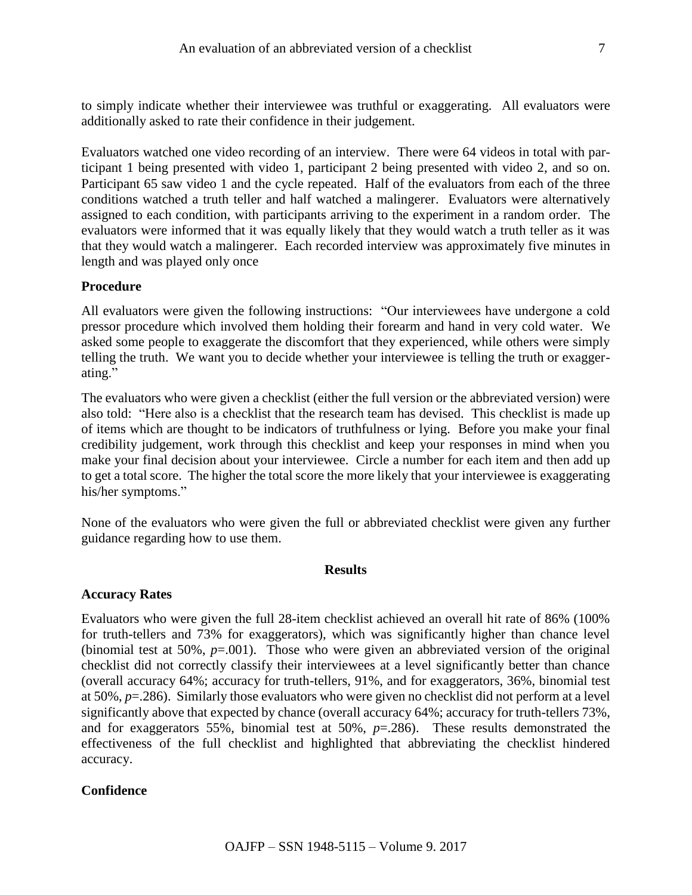to simply indicate whether their interviewee was truthful or exaggerating. All evaluators were additionally asked to rate their confidence in their judgement.

Evaluators watched one video recording of an interview. There were 64 videos in total with participant 1 being presented with video 1, participant 2 being presented with video 2, and so on. Participant 65 saw video 1 and the cycle repeated. Half of the evaluators from each of the three conditions watched a truth teller and half watched a malingerer. Evaluators were alternatively assigned to each condition, with participants arriving to the experiment in a random order. The evaluators were informed that it was equally likely that they would watch a truth teller as it was that they would watch a malingerer. Each recorded interview was approximately five minutes in length and was played only once

### Procedure

All evaluators were given the following instructions: "Our interviewees have undergone a cold pressor procedure which involved them holding their forearm and hand in very cold water. We asked some people to exaggerate the discomfort that they experienced, while others were simply telling the truth. We want you to decide whether your interviewee is telling the truth or exaggerating."

The evaluators who were given a checklist (either the full version or the abbreviated version) were also told: "Here also is a checklist that the research team has devised. This checklist is made up of items which are thought to be indicators of truthfulness or lying. Before you make your final credibility judgement, work through this checklist and keep your responses in mind when you make your final decision about your interviewee. Circle a number for each item and then add up to get a total score. The higher the total score the more likely that your interviewee is exaggerating his/her symptoms."

None of the evaluators who were given the full or abbreviated checklist were given any further guidance regarding how to use them.

## Results

### Accuracy Rates

Evaluators who were given the full 28-item checklist achieved an overall hit rate of 86% (100% for truth-tellers and 73% for exaggerators), which was significantly higher than chance level (binomial test at 50%, $p$=.001). Those who were given an abbreviated version of the original checklist did not correctly classify their interviewees at a level significantly better than chance (overall accuracy 64%; accuracy for truth-tellers, 91%, and for exaggerators, 36%, binomial test at 50%, $p$=.286). Similarly those evaluators who were given no checklist did not perform at a level significantly above that expected by chance (overall accuracy 64%; accuracy for truth-tellers 73%, and for exaggerators 55%, binomial test at 50%, $p$=.286). These results demonstrated the effectiveness of the full checklist and highlighted that abbreviating the checklist hindered accuracy.

### Confidence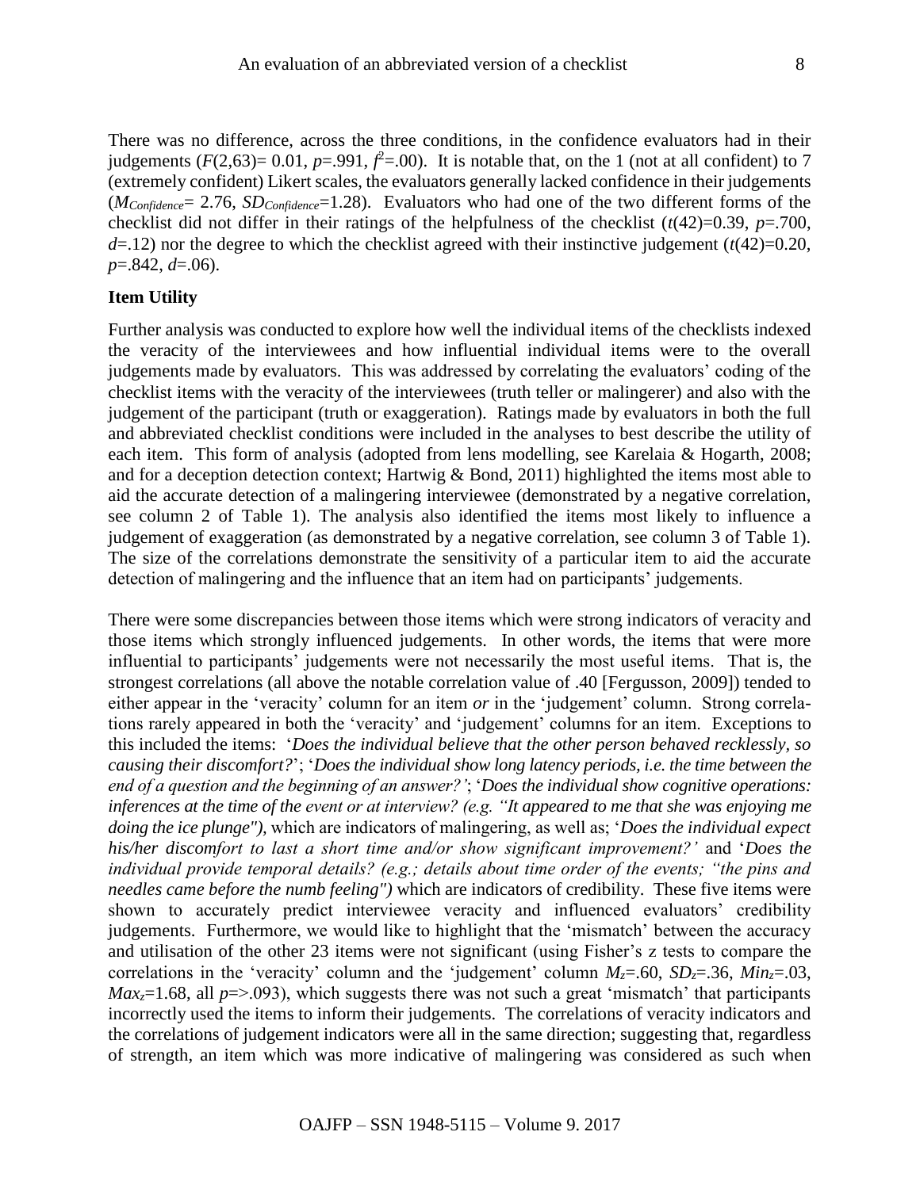There was no difference, across the three conditions, in the confidence evaluators had in their judgements ($F(2,63)= 0.01$, $p=.991$, $f^2=.00$). It is notable that, on the 1 (not at all confident) to 7 (extremely confident) Likert scales, the evaluators generally lacked confidence in their judgements ($M_{Confidence}= 2.76$, $SD_{Confidence}=1.28$). Evaluators who had one of the two different forms of the checklist did not differ in their ratings of the helpfulness of the checklist ($t(42)=0.39$, $p=.700$, $d=.12$) nor the degree to which the checklist agreed with their instinctive judgement ($t(42)=0.20$, $p=.842$, $d=.06$).

**Item Utility**

Further analysis was conducted to explore how well the individual items of the checklists indexed the veracity of the interviewees and how influential individual items were to the overall judgements made by evaluators. This was addressed by correlating the evaluators' coding of the checklist items with the veracity of the interviewees (truth teller or malingerer) and also with the judgement of the participant (truth or exaggeration). Ratings made by evaluators in both the full and abbreviated checklist conditions were included in the analyses to best describe the utility of each item. This form of analysis (adopted from lens modelling, see Karelaia & Hogarth, 2008; and for a deception detection context; Hartwig & Bond, 2011) highlighted the items most able to aid the accurate detection of a malingering interviewee (demonstrated by a negative correlation, see column 2 of Table 1). The analysis also identified the items most likely to influence a judgement of exaggeration (as demonstrated by a negative correlation, see column 3 of Table 1). The size of the correlations demonstrate the sensitivity of a particular item to aid the accurate detection of malingering and the influence that an item had on participants' judgements.

There were some discrepancies between those items which were strong indicators of veracity and those items which strongly influenced judgements. In other words, the items that were more influential to participants' judgements were not necessarily the most useful items. That is, the strongest correlations (all above the notable correlation value of .40 [Fergusson, 2009]) tended to either appear in the 'veracity' column for an item *or* in the 'judgement' column. Strong correlations rarely appeared in both the 'veracity' and 'judgement' columns for an item. Exceptions to this included the items: '*Does the individual believe that the other person behaved recklessly, so causing their discomfort?*'; '*Does the individual show long latency periods, i.e. the time between the end of a question and the beginning of an answer?*'; '*Does the individual show cognitive operations: inferences at the time of the event or at interview? (e.g. "It appeared to me that she was enjoying me doing the ice plunge")*, which are indicators of malingering, as well as; '*Does the individual expect his/her discomfort to last a short time and/or show significant improvement?*' and '*Does the individual provide temporal details? (e.g.; details about time order of the events; "the pins and needles came before the numb feeling")* which are indicators of credibility. These five items were shown to accurately predict interviewee veracity and influenced evaluators' credibility judgements. Furthermore, we would like to highlight that the 'mismatch' between the accuracy and utilisation of the other 23 items were not significant (using Fisher's z tests to compare the correlations in the 'veracity' column and the 'judgement' column $M_z=.60$, $SD_z=.36$, $Min_z=.03$, $Max_z=1.68$, all $p=>.093$), which suggests there was not such a great 'mismatch' that participants incorrectly used the items to inform their judgements. The correlations of veracity indicators and the correlations of judgement indicators were all in the same direction; suggesting that, regardless of strength, an item which was more indicative of malingering was considered as such when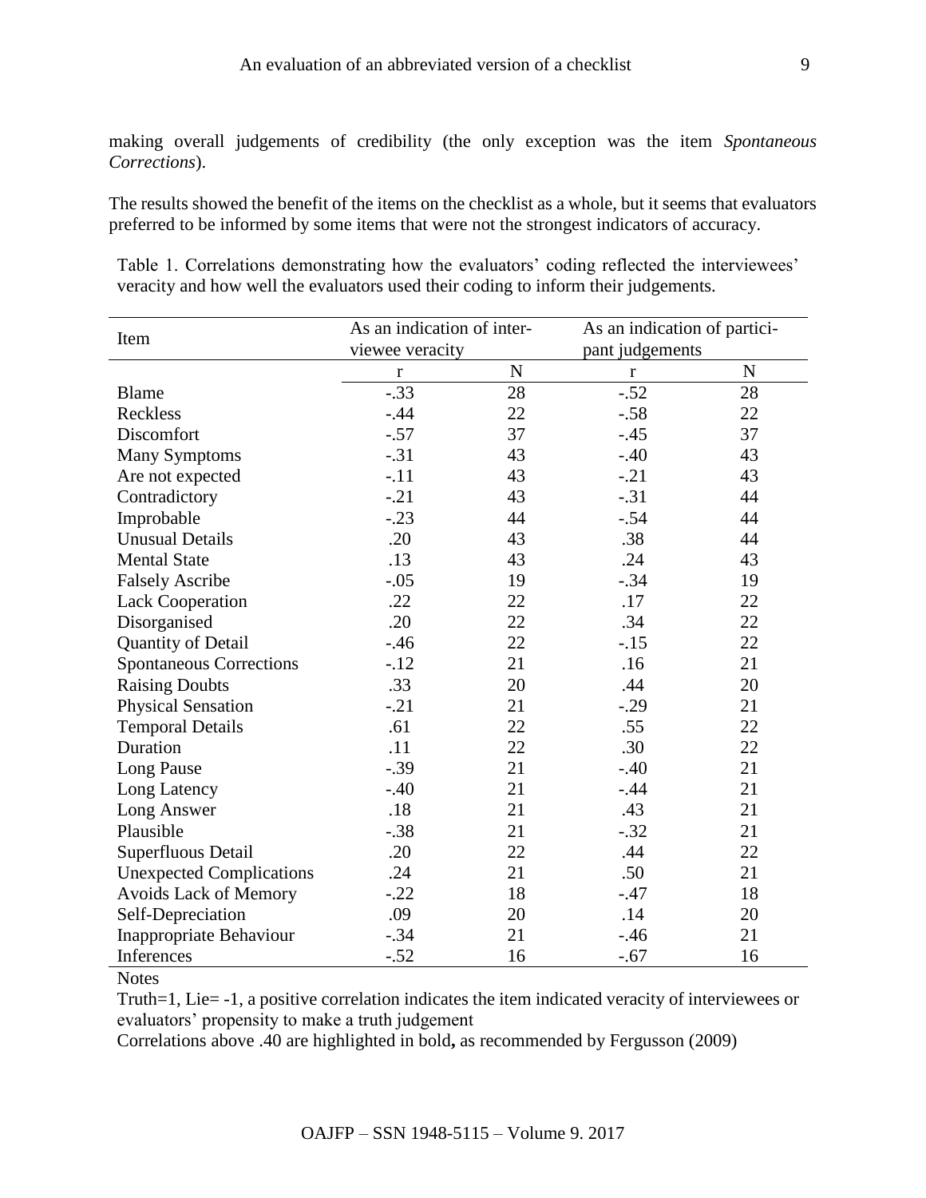making overall judgements of credibility (the only exception was the item *Spontaneous Corrections*).

The results showed the benefit of the items on the checklist as a whole, but it seems that evaluators preferred to be informed by some items that were not the strongest indicators of accuracy.

Table 1. Correlations demonstrating how the evaluators' coding reflected the interviewees' veracity and how well the evaluators used their coding to inform their judgements.

| Item | As an indication of interviewee veracity | | As an indication of participant judgements | |
|---|---|---|---|---|
| | r | N | r | N |
| Blame | -.33 | 28 | -.52 | 28 |
| Reckless | -.44 | 22 | -.58 | 22 |
| Discomfort | -.57 | 37 | -.45 | 37 |
| Many Symptoms | -.31 | 43 | -.40 | 43 |
| Are not expected | -.11 | 43 | -.21 | 43 |
| Contradictory | -.21 | 43 | -.31 | 44 |
| Improbable | -.23 | 44 | -.54 | 44 |
| Unusual Details | .20 | 43 | .38 | 44 |
| Mental State | .13 | 43 | .24 | 43 |
| Falsely Ascribe | -.05 | 19 | -.34 | 19 |
| Lack Cooperation | .22 | 22 | .17 | 22 |
| Disorganised | .20 | 22 | .34 | 22 |
| Quantity of Detail | -.46 | 22 | -.15 | 22 |
| Spontaneous Corrections | -.12 | 21 | .16 | 21 |
| Raising Doubts | .33 | 20 | .44 | 20 |
| Physical Sensation | -.21 | 21 | -.29 | 21 |
| Temporal Details | .61 | 22 | .55 | 22 |
| Duration | .11 | 22 | .30 | 22 |
| Long Pause | -.39 | 21 | -.40 | 21 |
| Long Latency | -.40 | 21 | -.44 | 21 |
| Long Answer | .18 | 21 | .43 | 21 |
| Plausible | -.38 | 21 | -.32 | 21 |
| Superfluous Detail | .20 | 22 | .44 | 22 |
| Unexpected Complications | .24 | 21 | .50 | 21 |
| Avoids Lack of Memory | -.22 | 18 | -.47 | 18 |
| Self-Depreciation | .09 | 20 | .14 | 20 |
| Inappropriate Behaviour | -.34 | 21 | -.46 | 21 |
| Inferences | -.52 | 16 | -.67 | 16 |

Notes

Truth=1, Lie= -1, a positive correlation indicates the item indicated veracity of interviewees or evaluators' propensity to make a truth judgement

Correlations above .40 are highlighted in bold**,** as recommended by Fergusson (2009)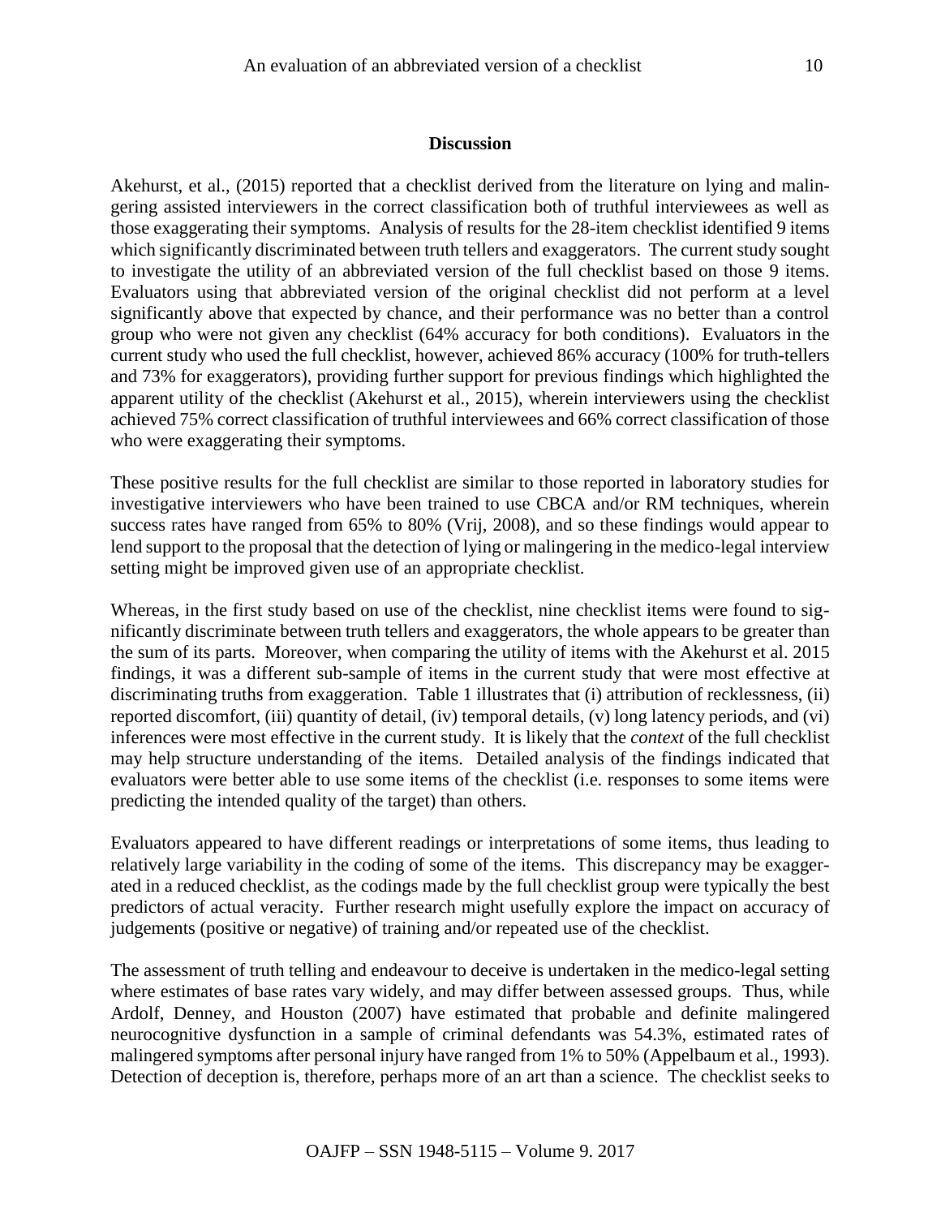## Discussion

Akehurst, et al., (2015) reported that a checklist derived from the literature on lying and malingering assisted interviewers in the correct classification both of truthful interviewees as well as those exaggerating their symptoms. Analysis of results for the 28-item checklist identified 9 items which significantly discriminated between truth tellers and exaggerators. The current study sought to investigate the utility of an abbreviated version of the full checklist based on those 9 items. Evaluators using that abbreviated version of the original checklist did not perform at a level significantly above that expected by chance, and their performance was no better than a control group who were not given any checklist (64% accuracy for both conditions). Evaluators in the current study who used the full checklist, however, achieved 86% accuracy (100% for truth-tellers and 73% for exaggerators), providing further support for previous findings which highlighted the apparent utility of the checklist (Akehurst et al., 2015), wherein interviewers using the checklist achieved 75% correct classification of truthful interviewees and 66% correct classification of those who were exaggerating their symptoms.

These positive results for the full checklist are similar to those reported in laboratory studies for investigative interviewers who have been trained to use CBCA and/or RM techniques, wherein success rates have ranged from 65% to 80% (Vrij, 2008), and so these findings would appear to lend support to the proposal that the detection of lying or malingering in the medico-legal interview setting might be improved given use of an appropriate checklist.

Whereas, in the first study based on use of the checklist, nine checklist items were found to significantly discriminate between truth tellers and exaggerators, the whole appears to be greater than the sum of its parts. Moreover, when comparing the utility of items with the Akehurst et al. 2015 findings, it was a different sub-sample of items in the current study that were most effective at discriminating truths from exaggeration. Table 1 illustrates that (i) attribution of recklessness, (ii) reported discomfort, (iii) quantity of detail, (iv) temporal details, (v) long latency periods, and (vi) inferences were most effective in the current study. It is likely that the *context* of the full checklist may help structure understanding of the items. Detailed analysis of the findings indicated that evaluators were better able to use some items of the checklist (i.e. responses to some items were predicting the intended quality of the target) than others.

Evaluators appeared to have different readings or interpretations of some items, thus leading to relatively large variability in the coding of some of the items. This discrepancy may be exaggerated in a reduced checklist, as the codings made by the full checklist group were typically the best predictors of actual veracity. Further research might usefully explore the impact on accuracy of judgements (positive or negative) of training and/or repeated use of the checklist.

The assessment of truth telling and endeavour to deceive is undertaken in the medico-legal setting where estimates of base rates vary widely, and may differ between assessed groups. Thus, while Ardolf, Denney, and Houston (2007) have estimated that probable and definite malingered neurocognitive dysfunction in a sample of criminal defendants was 54.3%, estimated rates of malingered symptoms after personal injury have ranged from 1% to 50% (Appelbaum et al., 1993). Detection of deception is, therefore, perhaps more of an art than a science. The checklist seeks to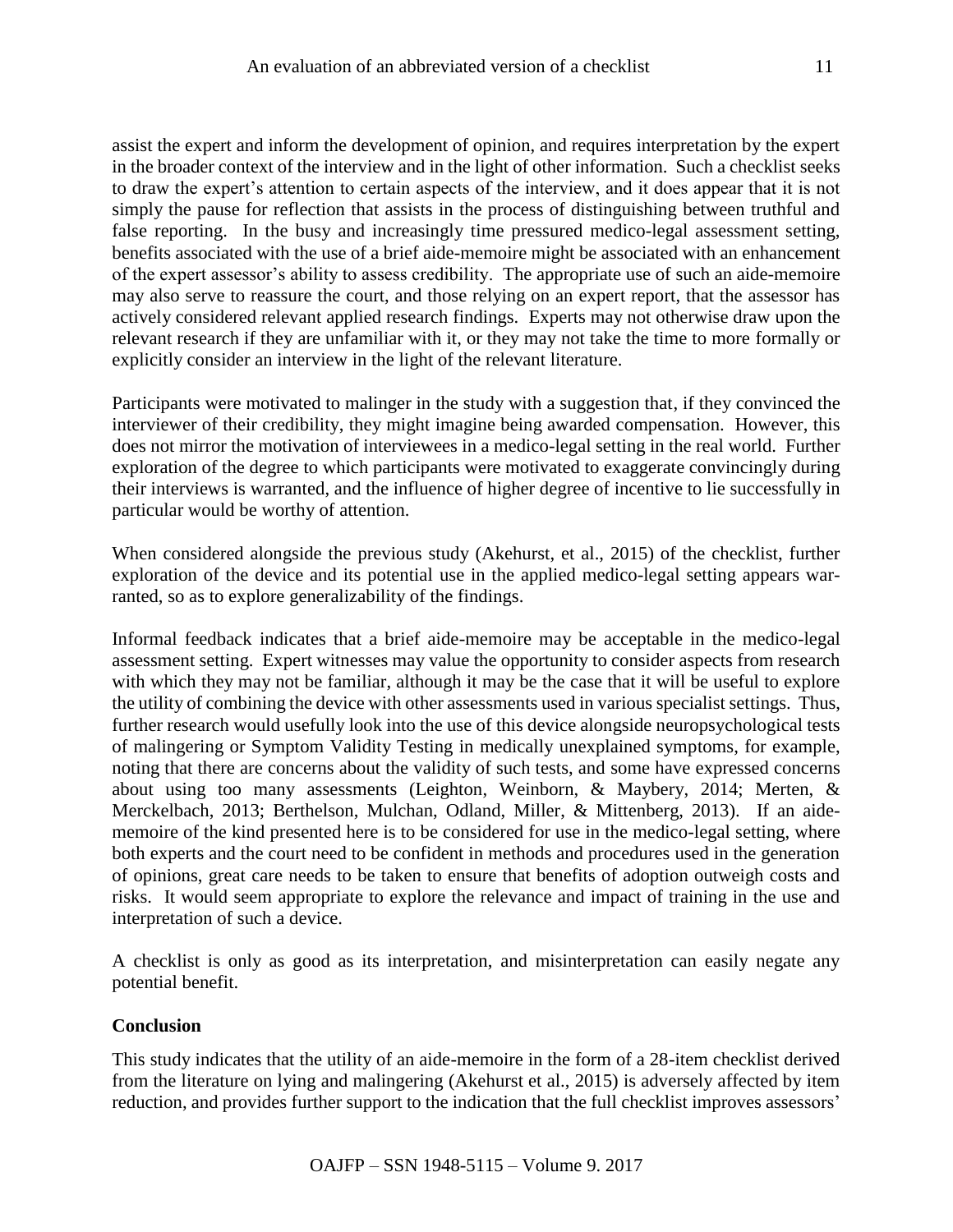assist the expert and inform the development of opinion, and requires interpretation by the expert in the broader context of the interview and in the light of other information. Such a checklist seeks to draw the expert's attention to certain aspects of the interview, and it does appear that it is not simply the pause for reflection that assists in the process of distinguishing between truthful and false reporting. In the busy and increasingly time pressured medico-legal assessment setting, benefits associated with the use of a brief aide-memoire might be associated with an enhancement of the expert assessor's ability to assess credibility. The appropriate use of such an aide-memoire may also serve to reassure the court, and those relying on an expert report, that the assessor has actively considered relevant applied research findings. Experts may not otherwise draw upon the relevant research if they are unfamiliar with it, or they may not take the time to more formally or explicitly consider an interview in the light of the relevant literature.

Participants were motivated to malinger in the study with a suggestion that, if they convinced the interviewer of their credibility, they might imagine being awarded compensation. However, this does not mirror the motivation of interviewees in a medico-legal setting in the real world. Further exploration of the degree to which participants were motivated to exaggerate convincingly during their interviews is warranted, and the influence of higher degree of incentive to lie successfully in particular would be worthy of attention.

When considered alongside the previous study (Akehurst, et al., 2015) of the checklist, further exploration of the device and its potential use in the applied medico-legal setting appears warranted, so as to explore generalizability of the findings.

Informal feedback indicates that a brief aide-memoire may be acceptable in the medico-legal assessment setting. Expert witnesses may value the opportunity to consider aspects from research with which they may not be familiar, although it may be the case that it will be useful to explore the utility of combining the device with other assessments used in various specialist settings. Thus, further research would usefully look into the use of this device alongside neuropsychological tests of malingering or Symptom Validity Testing in medically unexplained symptoms, for example, noting that there are concerns about the validity of such tests, and some have expressed concerns about using too many assessments (Leighton, Weinborn, & Maybery, 2014; Merten, & Merckelbach, 2013; Berthelson, Mulchan, Odland, Miller, & Mittenberg, 2013). If an aide-memoire of the kind presented here is to be considered for use in the medico-legal setting, where both experts and the court need to be confident in methods and procedures used in the generation of opinions, great care needs to be taken to ensure that benefits of adoption outweigh costs and risks. It would seem appropriate to explore the relevance and impact of training in the use and interpretation of such a device.

A checklist is only as good as its interpretation, and misinterpretation can easily negate any potential benefit.

## Conclusion

This study indicates that the utility of an aide-memoire in the form of a 28-item checklist derived from the literature on lying and malingering (Akehurst et al., 2015) is adversely affected by item reduction, and provides further support to the indication that the full checklist improves assessors'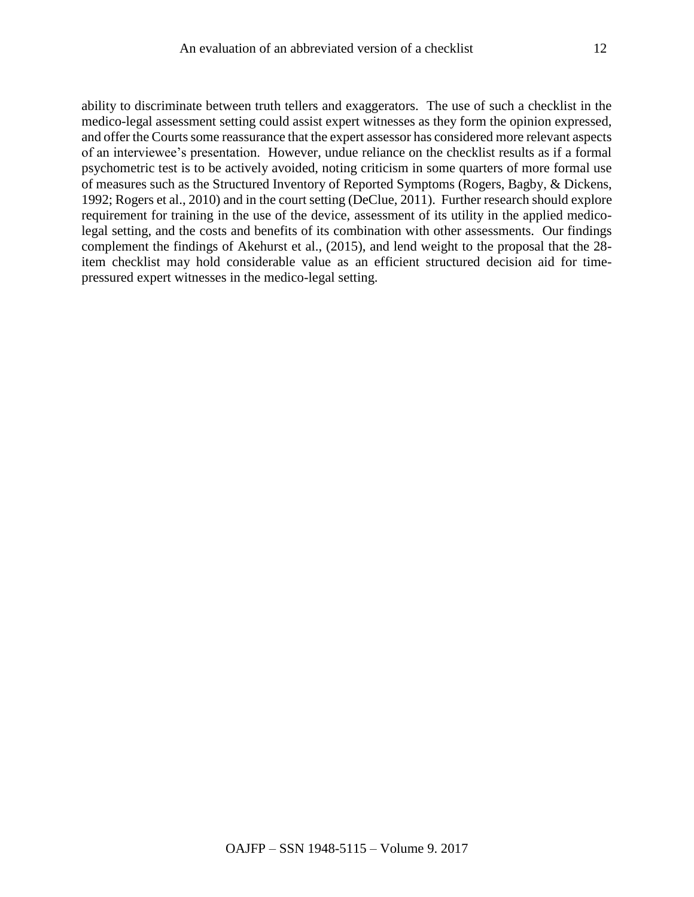ability to discriminate between truth tellers and exaggerators. The use of such a checklist in the medico-legal assessment setting could assist expert witnesses as they form the opinion expressed, and offer the Courts some reassurance that the expert assessor has considered more relevant aspects of an interviewee's presentation. However, undue reliance on the checklist results as if a formal psychometric test is to be actively avoided, noting criticism in some quarters of more formal use of measures such as the Structured Inventory of Reported Symptoms (Rogers, Bagby, & Dickens, 1992; Rogers et al., 2010) and in the court setting (DeClue, 2011). Further research should explore requirement for training in the use of the device, assessment of its utility in the applied medico-legal setting, and the costs and benefits of its combination with other assessments. Our findings complement the findings of Akehurst et al., (2015), and lend weight to the proposal that the 28-item checklist may hold considerable value as an efficient structured decision aid for time-pressured expert witnesses in the medico-legal setting.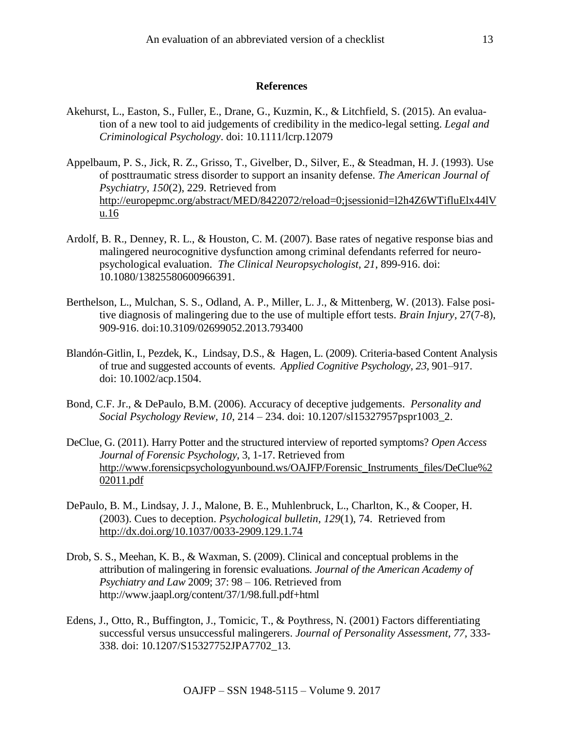## References

Akehurst, L., Easton, S., Fuller, E., Drane, G., Kuzmin, K., & Litchfield, S. (2015). An evaluation of a new tool to aid judgements of credibility in the medico-legal setting. *Legal and Criminological Psychology*. doi: 10.1111/lcrp.12079

Appelbaum, P. S., Jick, R. Z., Grisso, T., Givelber, D., Silver, E., & Steadman, H. J. (1993). Use of posttraumatic stress disorder to support an insanity defense. *The American Journal of Psychiatry*, *150*(2), 229. Retrieved from http://europepmc.org/abstract/MED/8422072/reload=0;jsessionid=l2h4Z6WTifluElx44lVu.16

Ardolf, B. R., Denney, R. L., & Houston, C. M. (2007). Base rates of negative response bias and malingered neurocognitive dysfunction among criminal defendants referred for neuropsychological evaluation. *The Clinical Neuropsychologist, 21*, 899-916. doi: 10.1080/13825580600966391.

Berthelson, L., Mulchan, S. S., Odland, A. P., Miller, L. J., & Mittenberg, W. (2013). False positive diagnosis of malingering due to the use of multiple effort tests. *Brain Injury*, 27(7-8), 909-916. doi:10.3109/02699052.2013.793400

Blandón-Gitlin, I., Pezdek, K., Lindsay, D.S., & Hagen, L. (2009). Criteria-based Content Analysis of true and suggested accounts of events. *Applied Cognitive Psychology, 23,* 901–917. doi: 10.1002/acp.1504.

Bond, C.F. Jr., & DePaulo, B.M. (2006). Accuracy of deceptive judgements. *Personality and Social Psychology Review, 10*, 214 – 234. doi: 10.1207/sl15327957pspr1003_2.

DeClue, G. (2011). Harry Potter and the structured interview of reported symptoms? *Open Access Journal of Forensic Psychology*, 3, 1-17. Retrieved from http://www.forensicpsychologyunbound.ws/OAJFP/Forensic_Instruments_files/DeClue%202011.pdf

DePaulo, B. M., Lindsay, J. J., Malone, B. E., Muhlenbruck, L., Charlton, K., & Cooper, H. (2003). Cues to deception. *Psychological bulletin*, *129*(1), 74. Retrieved from http://dx.doi.org/10.1037/0033-2909.129.1.74

Drob, S. S., Meehan, K. B., & Waxman, S. (2009). Clinical and conceptual problems in the attribution of malingering in forensic evaluations*. Journal of the American Academy of Psychiatry and Law* 2009; 37: 98 – 106. Retrieved from http://www.jaapl.org/content/37/1/98.full.pdf+html

Edens, J., Otto, R., Buffington, J., Tomicic, T., & Poythress, N. (2001) Factors differentiating successful versus unsuccessful malingerers. *Journal of Personality Assessment, 77,* 333-338. doi: 10.1207/S15327752JPA7702_13.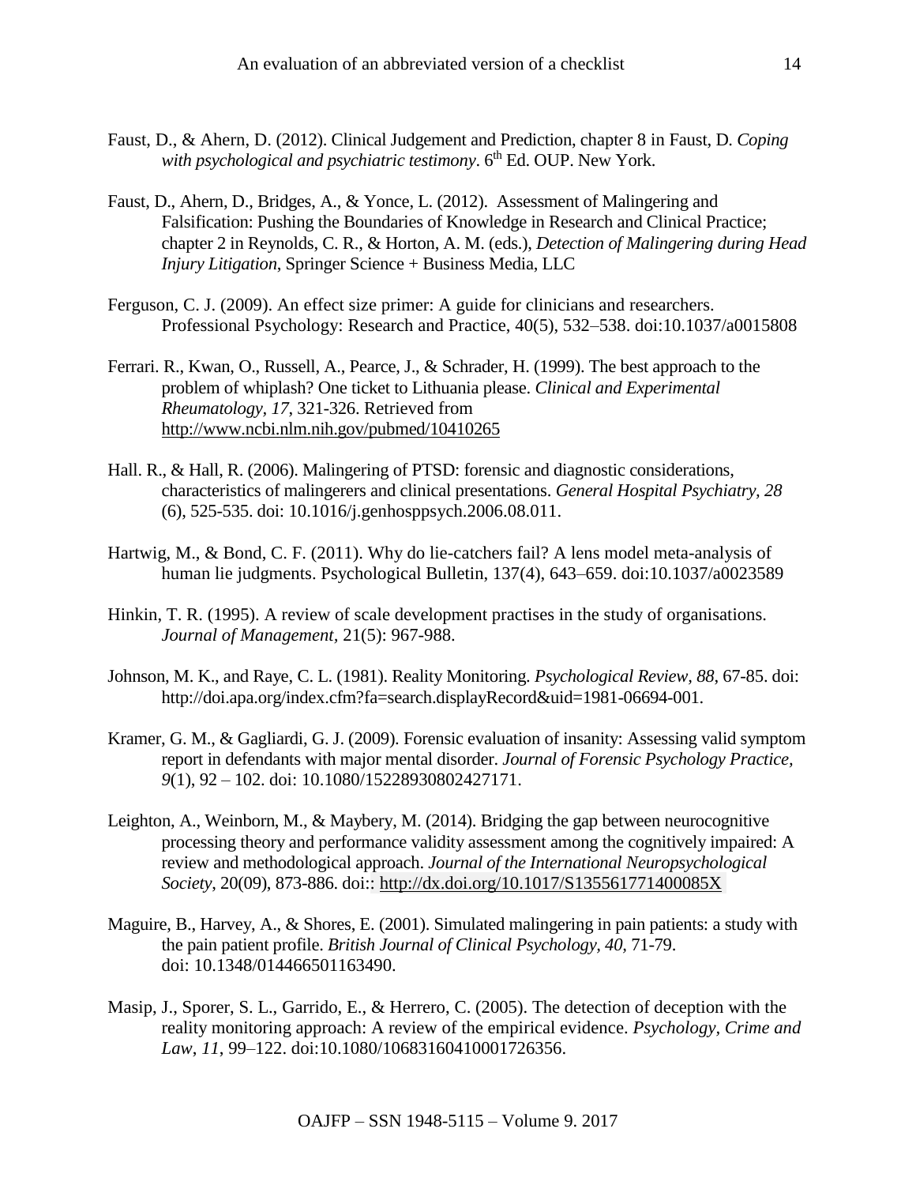Faust, D., & Ahern, D. (2012). Clinical Judgement and Prediction, chapter 8 in Faust, D. *Coping with psychological and psychiatric testimony*. 6th Ed. OUP. New York.

Faust, D., Ahern, D., Bridges, A., & Yonce, L. (2012). Assessment of Malingering and Falsification: Pushing the Boundaries of Knowledge in Research and Clinical Practice; chapter 2 in Reynolds, C. R., & Horton, A. M. (eds.), *Detection of Malingering during Head Injury Litigation*, Springer Science + Business Media, LLC

Ferguson, C. J. (2009). An effect size primer: A guide for clinicians and researchers. Professional Psychology: Research and Practice, 40(5), 532–538. doi:10.1037/a0015808

Ferrari. R., Kwan, O., Russell, A., Pearce, J., & Schrader, H. (1999). The best approach to the problem of whiplash? One ticket to Lithuania please. *Clinical and Experimental Rheumatology, 17*, 321-326. Retrieved from http://www.ncbi.nlm.nih.gov/pubmed/10410265

Hall. R., & Hall, R. (2006). Malingering of PTSD: forensic and diagnostic considerations, characteristics of malingerers and clinical presentations. *General Hospital Psychiatry, 28* (6), 525-535. doi: 10.1016/j.genhosppsych.2006.08.011.

Hartwig, M., & Bond, C. F. (2011). Why do lie-catchers fail? A lens model meta-analysis of human lie judgments. Psychological Bulletin, 137(4), 643–659. doi:10.1037/a0023589

Hinkin, T. R. (1995). A review of scale development practises in the study of organisations. *Journal of Management*, 21(5): 967-988.

Johnson, M. K., and Raye, C. L. (1981). Reality Monitoring. *Psychological Review, 88*, 67-85. doi: http://doi.apa.org/index.cfm?fa=search.displayRecord&uid=1981-06694-001.

Kramer, G. M., & Gagliardi, G. J. (2009). Forensic evaluation of insanity: Assessing valid symptom report in defendants with major mental disorder. *Journal of Forensic Psychology Practice, 9*(1), 92 – 102. doi: 10.1080/15228930802427171.

Leighton, A., Weinborn, M., & Maybery, M. (2014). Bridging the gap between neurocognitive processing theory and performance validity assessment among the cognitively impaired: A review and methodological approach. *Journal of the International Neuropsychological Society*, 20(09), 873-886. doi:: http://dx.doi.org/10.1017/S135561771400085X

Maguire, B., Harvey, A., & Shores, E. (2001). Simulated malingering in pain patients: a study with the pain patient profile. *British Journal of Clinical Psychology, 40*, 71-79. doi: 10.1348/014466501163490.

Masip, J., Sporer, S. L., Garrido, E., & Herrero, C. (2005). The detection of deception with the reality monitoring approach: A review of the empirical evidence. *Psychology, Crime and Law*, *11*, 99–122. doi:10.1080/10683160410001726356.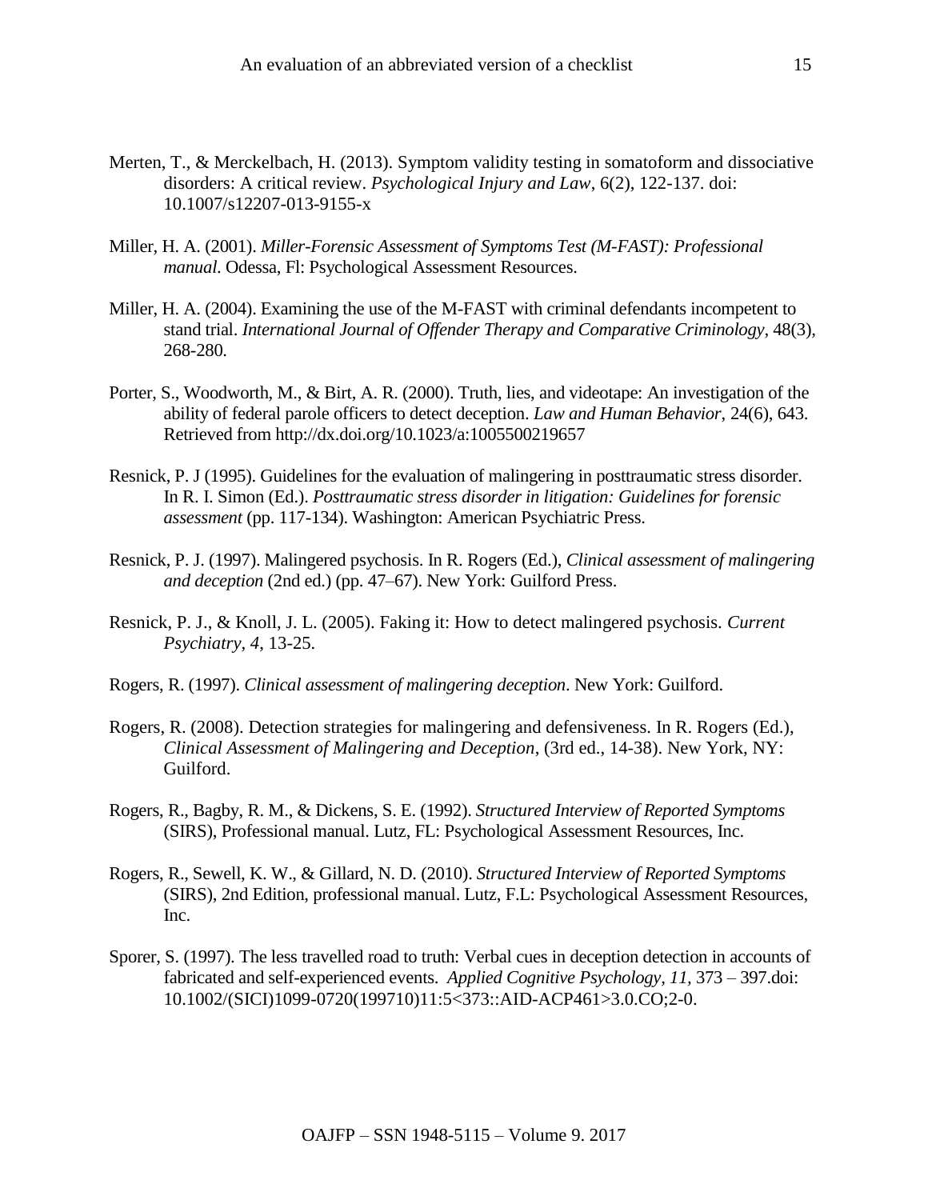Merten, T., & Merckelbach, H. (2013). Symptom validity testing in somatoform and dissociative disorders: A critical review. *Psychological Injury and Law*, 6(2), 122-137. doi: 10.1007/s12207-013-9155-x

Miller, H. A. (2001). *Miller-Forensic Assessment of Symptoms Test (M-FAST): Professional manual*. Odessa, Fl: Psychological Assessment Resources.

Miller, H. A. (2004). Examining the use of the M-FAST with criminal defendants incompetent to stand trial. *International Journal of Offender Therapy and Comparative Criminology*, 48(3), 268-280.

Porter, S., Woodworth, M., & Birt, A. R. (2000). Truth, lies, and videotape: An investigation of the ability of federal parole officers to detect deception. *Law and Human Behavior*, 24(6), 643. Retrieved from http://dx.doi.org/10.1023/a:1005500219657

Resnick, P. J (1995). Guidelines for the evaluation of malingering in posttraumatic stress disorder. In R. I. Simon (Ed.). *Posttraumatic stress disorder in litigation: Guidelines for forensic assessment* (pp. 117-134). Washington: American Psychiatric Press.

Resnick, P. J. (1997). Malingered psychosis. In R. Rogers (Ed.), *Clinical assessment of malingering and deception* (2nd ed.) (pp. 47–67). New York: Guilford Press.

Resnick, P. J., & Knoll, J. L. (2005). Faking it: How to detect malingered psychosis. *Current Psychiatry, 4*, 13-25.

Rogers, R. (1997). *Clinical assessment of malingering deception*. New York: Guilford.

Rogers, R. (2008). Detection strategies for malingering and defensiveness. In R. Rogers (Ed.), *Clinical Assessment of Malingering and Deception*, (3rd ed., 14-38). New York, NY: Guilford.

Rogers, R., Bagby, R. M., & Dickens, S. E. (1992). *Structured Interview of Reported Symptoms* (SIRS), Professional manual. Lutz, FL: Psychological Assessment Resources, Inc.

Rogers, R., Sewell, K. W., & Gillard, N. D. (2010). *Structured Interview of Reported Symptoms* (SIRS), 2nd Edition, professional manual. Lutz, F.L: Psychological Assessment Resources, Inc.

Sporer, S. (1997). The less travelled road to truth: Verbal cues in deception detection in accounts of fabricated and self-experienced events. *Applied Cognitive Psychology, 11,* 373 – 397.doi: 10.1002/(SICI)1099-0720(199710)11:5<373::AID-ACP461>3.0.CO;2-0.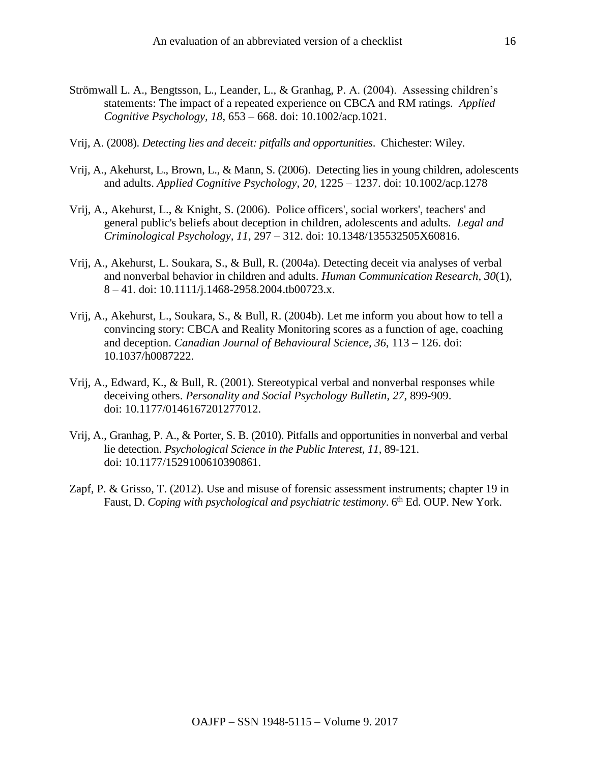Strömwall L. A., Bengtsson, L., Leander, L., & Granhag, P. A. (2004). Assessing children's statements: The impact of a repeated experience on CBCA and RM ratings. *Applied Cognitive Psychology, 18*, 653 – 668. doi: 10.1002/acp.1021.

Vrij, A. (2008). *Detecting lies and deceit: pitfalls and opportunities*. Chichester: Wiley.

Vrij, A., Akehurst, L., Brown, L., & Mann, S. (2006). Detecting lies in young children, adolescents and adults. *Applied Cognitive Psychology, 20*, 1225 – 1237. doi: 10.1002/acp.1278

Vrij, A., Akehurst, L., & Knight, S. (2006). Police officers', social workers', teachers' and general public's beliefs about deception in children, adolescents and adults. *Legal and Criminological Psychology, 11*, 297 – 312. doi: 10.1348/135532505X60816.

Vrij, A., Akehurst, L. Soukara, S., & Bull, R. (2004a). Detecting deceit via analyses of verbal and nonverbal behavior in children and adults. *Human Communication Research, 30*(1), 8 – 41. doi: 10.1111/j.1468-2958.2004.tb00723.x.

Vrij, A., Akehurst, L., Soukara, S., & Bull, R. (2004b). Let me inform you about how to tell a convincing story: CBCA and Reality Monitoring scores as a function of age, coaching and deception. *Canadian Journal of Behavioural Science, 36*, 113 – 126. doi: 10.1037/h0087222.

Vrij, A., Edward, K., & Bull, R. (2001). Stereotypical verbal and nonverbal responses while deceiving others. *Personality and Social Psychology Bulletin, 27*, 899-909. doi: 10.1177/0146167201277012.

Vrij, A., Granhag, P. A., & Porter, S. B. (2010). Pitfalls and opportunities in nonverbal and verbal lie detection. *Psychological Science in the Public Interest, 11*, 89-121. doi: 10.1177/1529100610390861.

Zapf, P. & Grisso, T. (2012). Use and misuse of forensic assessment instruments; chapter 19 in Faust, D. *Coping with psychological and psychiatric testimony*. 6th Ed. OUP. New York.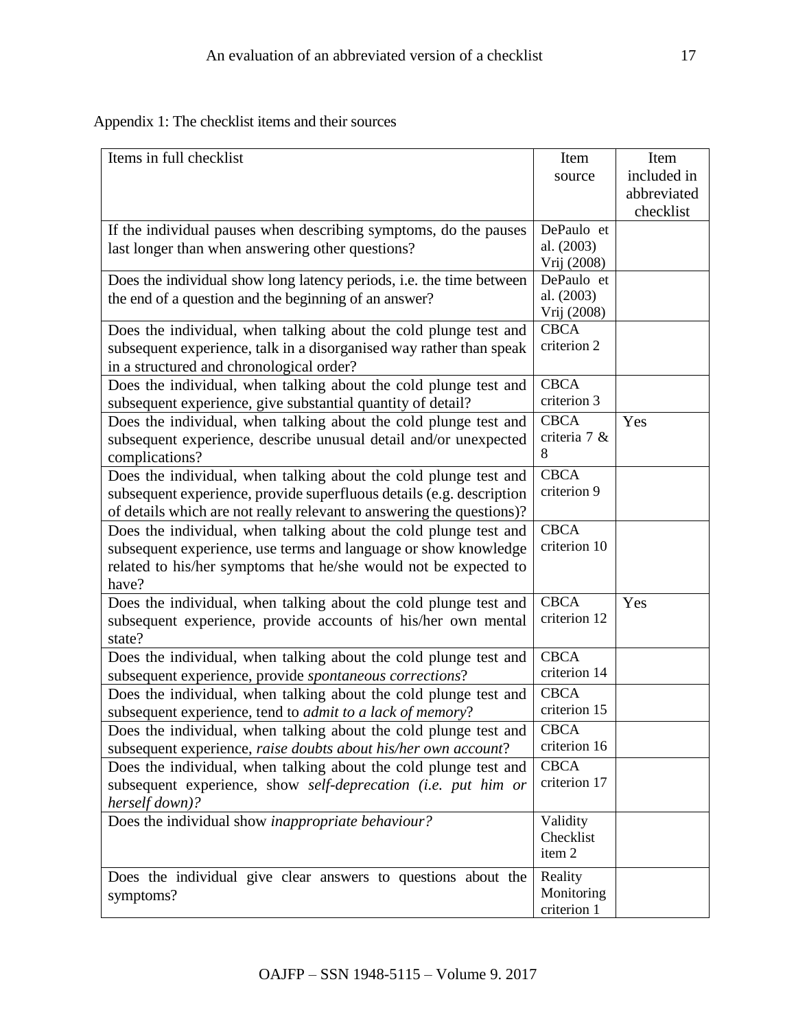Appendix 1: The checklist items and their sources

| Items in full checklist | Item source | Item included in abbreviated checklist |
|---|---|---|
| If the individual pauses when describing symptoms, do the pauses last longer than when answering other questions? | DePaulo et al. (2003) Vrij (2008) | |
| Does the individual show long latency periods, i.e. the time between the end of a question and the beginning of an answer? | DePaulo et al. (2003) Vrij (2008) | |
| Does the individual, when talking about the cold plunge test and subsequent experience, talk in a disorganised way rather than speak in a structured and chronological order? | CBCA criterion 2 | |
| Does the individual, when talking about the cold plunge test and subsequent experience, give substantial quantity of detail? | CBCA criterion 3 | |
| Does the individual, when talking about the cold plunge test and subsequent experience, describe unusual detail and/or unexpected complications? | CBCA criteria 7 & 8 | Yes |
| Does the individual, when talking about the cold plunge test and subsequent experience, provide superfluous details (e.g. description of details which are not really relevant to answering the questions)? | CBCA criterion 9 | |
| Does the individual, when talking about the cold plunge test and subsequent experience, use terms and language or show knowledge related to his/her symptoms that he/she would not be expected to have? | CBCA criterion 10 | |
| Does the individual, when talking about the cold plunge test and subsequent experience, provide accounts of his/her own mental state? | CBCA criterion 12 | Yes |
| Does the individual, when talking about the cold plunge test and subsequent experience, provide *spontaneous corrections*? | CBCA criterion 14 | |
| Does the individual, when talking about the cold plunge test and subsequent experience, tend to *admit to a lack of memory*? | CBCA criterion 15 | |
| Does the individual, when talking about the cold plunge test and subsequent experience, *raise doubts about his/her own account*? | CBCA criterion 16 | |
| Does the individual, when talking about the cold plunge test and subsequent experience, show *self-deprecation (i.e. put him or herself down)?* | CBCA criterion 17 | |
| Does the individual show *inappropriate behaviour?* | Validity Checklist item 2 | |
| Does the individual give clear answers to questions about the symptoms? | Reality Monitoring criterion 1 | |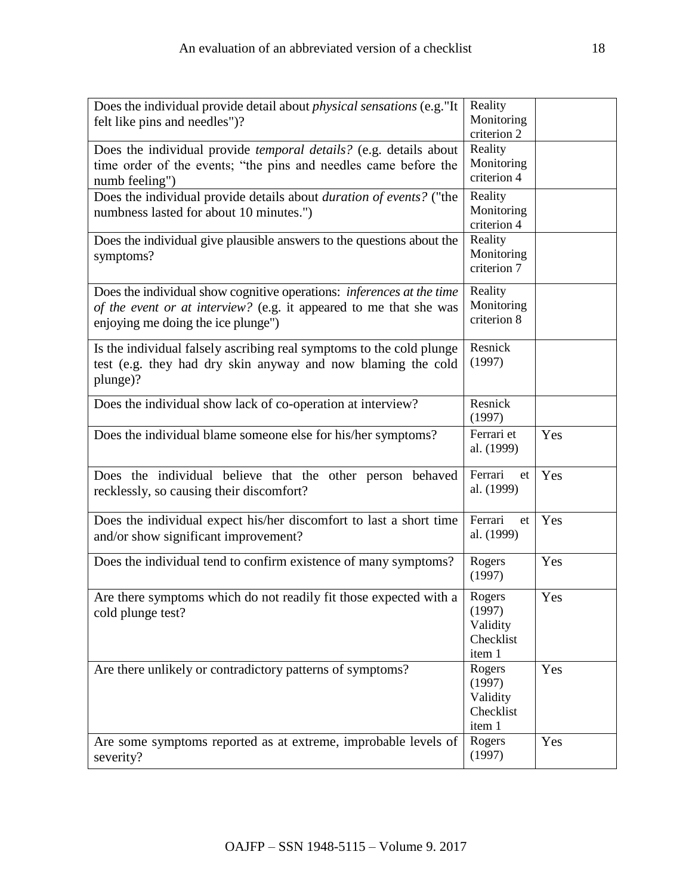| | | |
|---|---|---|
| Does the individual provide detail about *physical sensations* (e.g."It felt like pins and needles")? | Reality Monitoring criterion 2 | |
| Does the individual provide *temporal details?* (e.g. details about time order of the events; "the pins and needles came before the numb feeling") | Reality Monitoring criterion 4 | |
| Does the individual provide details about *duration of events?* ("the numbness lasted for about 10 minutes.") | Reality Monitoring criterion 4 | |
| Does the individual give plausible answers to the questions about the symptoms? | Reality Monitoring criterion 7 | |
| Does the individual show cognitive operations: *inferences at the time of the event or at interview?* (e.g. it appeared to me that she was enjoying me doing the ice plunge") | Reality Monitoring criterion 8 | |
| Is the individual falsely ascribing real symptoms to the cold plunge test (e.g. they had dry skin anyway and now blaming the cold plunge)? | Resnick (1997) | |
| Does the individual show lack of co-operation at interview? | Resnick (1997) | |
| Does the individual blame someone else for his/her symptoms? | Ferrari et al. (1999) | Yes |
| Does the individual believe that the other person behaved recklessly, so causing their discomfort? | Ferrari et al. (1999) | Yes |
| Does the individual expect his/her discomfort to last a short time and/or show significant improvement? | Ferrari et al. (1999) | Yes |
| Does the individual tend to confirm existence of many symptoms? | Rogers (1997) | Yes |
| Are there symptoms which do not readily fit those expected with a cold plunge test? | Rogers (1997) Validity Checklist item 1 | Yes |
| Are there unlikely or contradictory patterns of symptoms? | Rogers (1997) Validity Checklist item 1 | Yes |
| Are some symptoms reported as at extreme, improbable levels of severity? | Rogers (1997) | Yes |